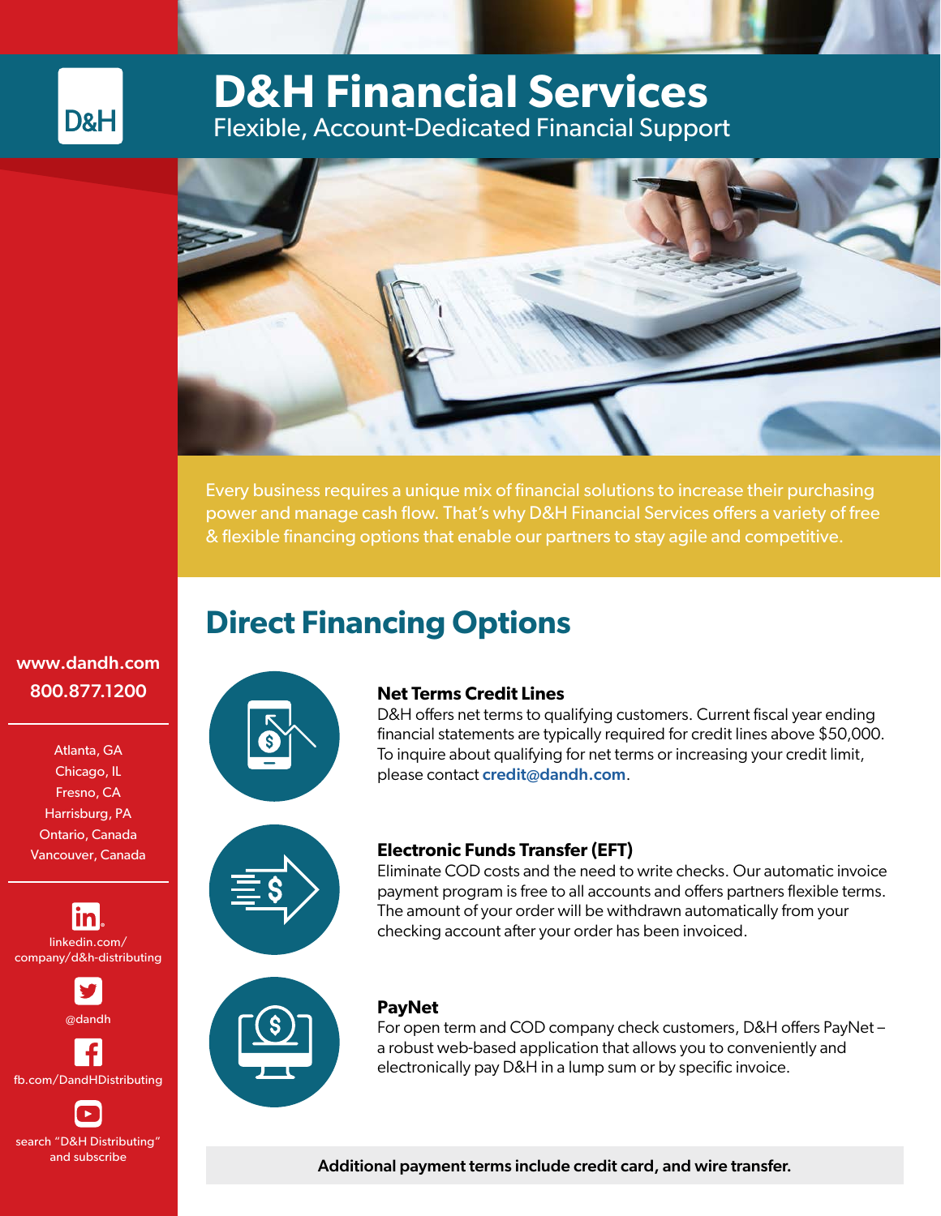D&H

# D&H Financial Services

Flexible, Account-Dedicated Financial Support

Every business requires a unique mix of financial solutions to increase their purchasing power and manage cash flow. That's why D&H Financial Services offers a variety of free & flexible financing options that enable our partners to stay agile and competitive.

## Direct Financing Options

### Net Terms Credit Lines

D&H offers net terms to qualifying customers. Current fiscal year ending financial statements are typically required for credit lines above $50,000. To inquire about qualifying for net terms or increasing your credit limit, please contact **credit@dandh.com**.

### Electronic Funds Transfer (EFT)

Eliminate COD costs and the need to write checks. Our automatic invoice payment program is free to all accounts and offers partners flexible terms. The amount of your order will be withdrawn automatically from your checking account after your order has been invoiced.

### PayNet

For open term and COD company check customers, D&H offers PayNet – a robust web-based application that allows you to conveniently and electronically pay D&H in a lump sum or by specific invoice.

**Additional payment terms include credit card, and wire transfer.**

**www.dandh.com**
**800.877.1200**

Atlanta, GA
Chicago, IL
Fresno, CA
Harrisburg, PA
Ontario, Canada
Vancouver, Canada

linkedin.com/company/d&h-distributing

@dandh

fb.com/DandHDistributing

search "D&H Distributing" and subscribe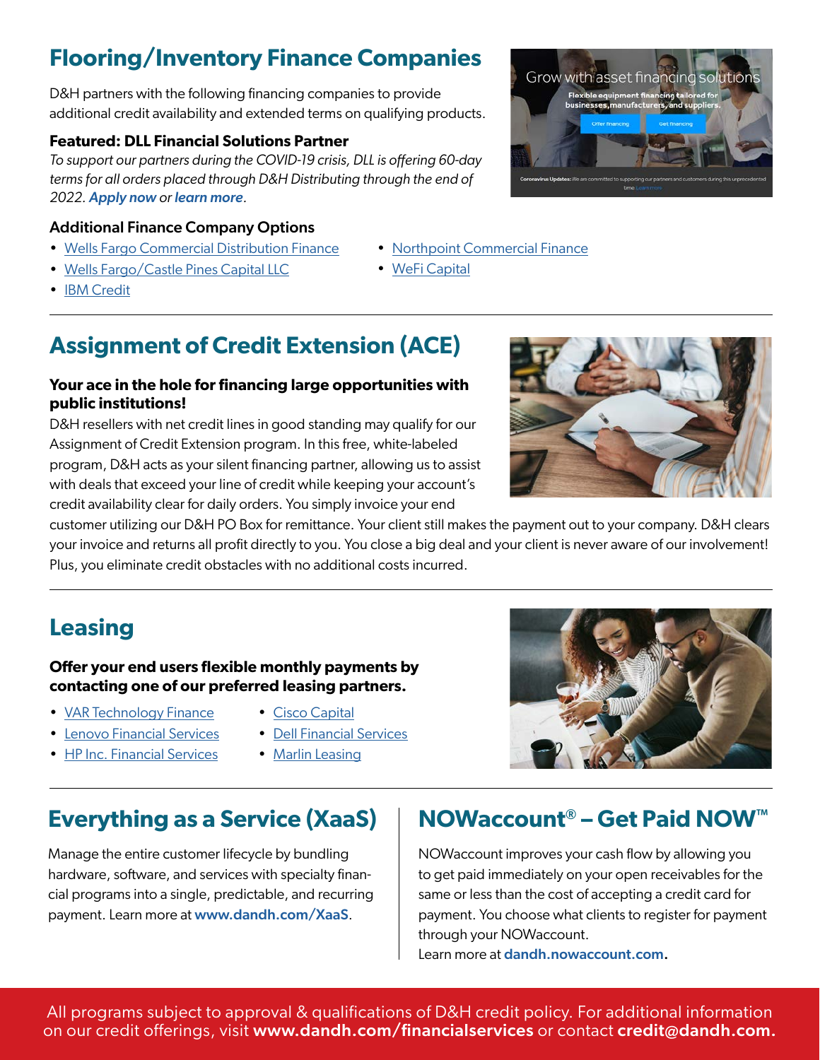## Flooring/Inventory Finance Companies

D&H partners with the following financing companies to provide additional credit availability and extended terms on qualifying products.

### Featured: DLL Financial Solutions Partner

*To support our partners during the COVID-19 crisis, DLL is offering 60-day terms for all orders placed through D&H Distributing through the end of 2022. **Apply now** or **learn more**.*

### Additional Finance Company Options

- Wells Fargo Commercial Distribution Finance
- Wells Fargo/Castle Pines Capital LLC
- IBM Credit
- Northpoint Commercial Finance
- WeFi Capital

## Assignment of Credit Extension (ACE)

**Your ace in the hole for financing large opportunities with public institutions!**

D&H resellers with net credit lines in good standing may qualify for our Assignment of Credit Extension program. In this free, white-labeled program, D&H acts as your silent financing partner, allowing us to assist with deals that exceed your line of credit while keeping your account's credit availability clear for daily orders. You simply invoice your end customer utilizing our D&H PO Box for remittance. Your client still makes the payment out to your company. D&H clears your invoice and returns all profit directly to you. You close a big deal and your client is never aware of our involvement! Plus, you eliminate credit obstacles with no additional costs incurred.

## Leasing

**Offer your end users flexible monthly payments by contacting one of our preferred leasing partners.**

- VAR Technology Finance
- Lenovo Financial Services
- HP Inc. Financial Services
- Cisco Capital
- Dell Financial Services
- Marlin Leasing

## Everything as a Service (XaaS)

Manage the entire customer lifecycle by bundling hardware, software, and services with specialty financial programs into a single, predictable, and recurring payment. Learn more at **www.dandh.com/XaaS**.

## NOWaccount® – Get Paid NOW™

NOWaccount improves your cash flow by allowing you to get paid immediately on your open receivables for the same or less than the cost of accepting a credit card for payment. You choose what clients to register for payment through your NOWaccount.
Learn more at **dandh.nowaccount.com**.

All programs subject to approval & qualifications of D&H credit policy. For additional information on our credit offerings, visit **www.dandh.com/financialservices** or contact **credit@dandh.com.**